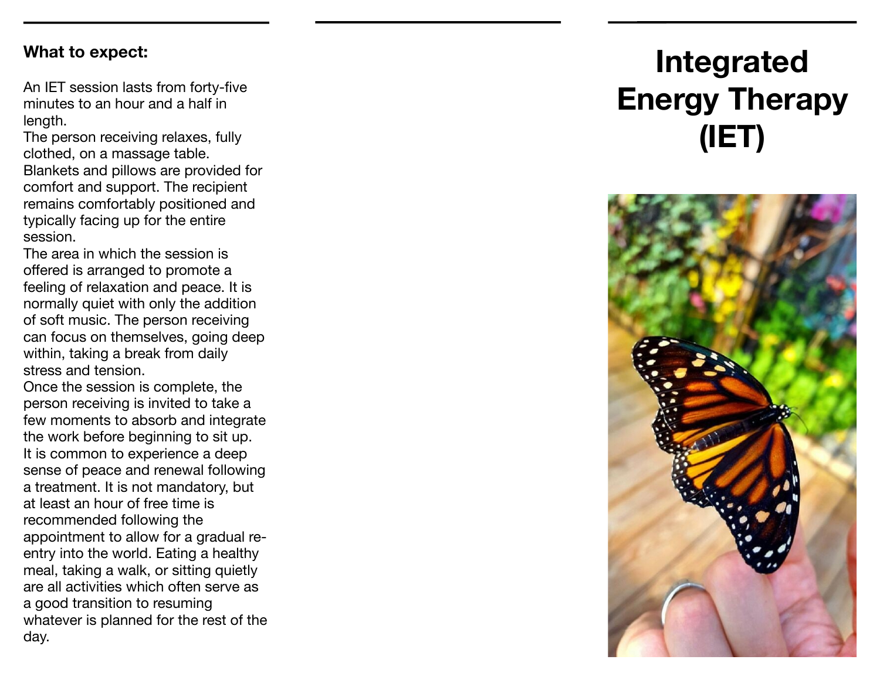**What to expect:**

An IET session lasts from forty-five minutes to an hour and a half in length.

The person receiving relaxes, fully clothed, on a massage table. Blankets and pillows are provided for comfort and support. The recipient remains comfortably positioned and typically facing up for the entire session.

The area in which the session is offered is arranged to promote a feeling of relaxation and peace. It is normally quiet with only the addition of soft music. The person receiving can focus on themselves, going deep within, taking a break from daily stress and tension.

Once the session is complete, the person receiving is invited to take a few moments to absorb and integrate the work before beginning to sit up. It is common to experience a deep sense of peace and renewal following a treatment. It is not mandatory, but at least an hour of free time is recommended following the appointment to allow for a gradual re-entry into the world. Eating a healthy meal, taking a walk, or sitting quietly are all activities which often serve as a good transition to resuming whatever is planned for the rest of the day.

# Integrated Energy Therapy (IET)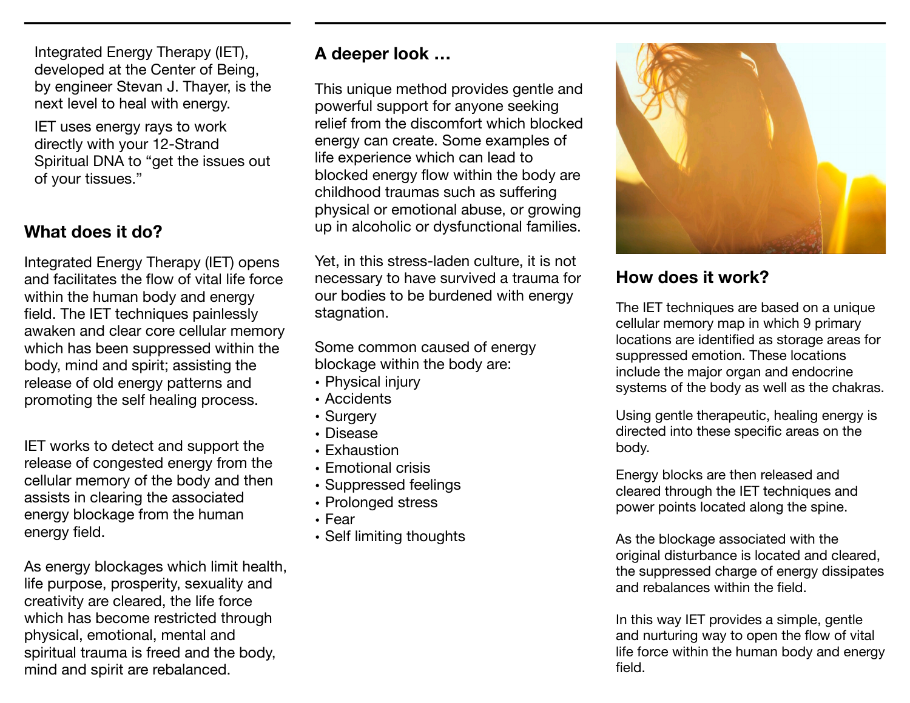Integrated Energy Therapy (IET), developed at the Center of Being, by engineer Stevan J. Thayer, is the next level to heal with energy.

IET uses energy rays to work directly with your 12-Strand Spiritual DNA to "get the issues out of your tissues."

## What does it do?

Integrated Energy Therapy (IET) opens and facilitates the flow of vital life force within the human body and energy field. The IET techniques painlessly awaken and clear core cellular memory which has been suppressed within the body, mind and spirit; assisting the release of old energy patterns and promoting the self healing process.

IET works to detect and support the release of congested energy from the cellular memory of the body and then assists in clearing the associated energy blockage from the human energy field.

As energy blockages which limit health, life purpose, prosperity, sexuality and creativity are cleared, the life force which has become restricted through physical, emotional, mental and spiritual trauma is freed and the body, mind and spirit are rebalanced.

## A deeper look …

This unique method provides gentle and powerful support for anyone seeking relief from the discomfort which blocked energy can create. Some examples of life experience which can lead to blocked energy flow within the body are childhood traumas such as suffering physical or emotional abuse, or growing up in alcoholic or dysfunctional families.

Yet, in this stress-laden culture, it is not necessary to have survived a trauma for our bodies to be burdened with energy stagnation.

Some common caused of energy blockage within the body are:

- Physical injury
- Accidents
- Surgery
- Disease
- Exhaustion
- Emotional crisis
- Suppressed feelings
- Prolonged stress
- Fear
- Self limiting thoughts

## How does it work?

The IET techniques are based on a unique cellular memory map in which 9 primary locations are identified as storage areas for suppressed emotion. These locations include the major organ and endocrine systems of the body as well as the chakras.

Using gentle therapeutic, healing energy is directed into these specific areas on the body.

Energy blocks are then released and cleared through the IET techniques and power points located along the spine.

As the blockage associated with the original disturbance is located and cleared, the suppressed charge of energy dissipates and rebalances within the field.

In this way IET provides a simple, gentle and nurturing way to open the flow of vital life force within the human body and energy field.